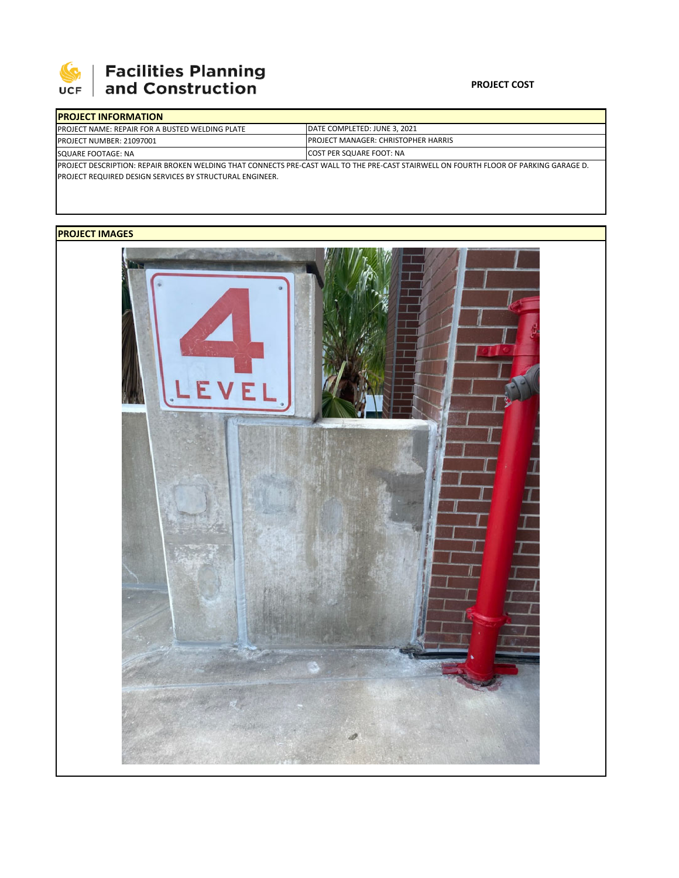Facilities Planning and Construction

**PROJECT COST**

## PROJECT INFORMATION

| | |
|---|---|
| PROJECT NAME: REPAIR FOR A BUSTED WELDING PLATE | DATE COMPLETED: JUNE 3, 2021 |
| PROJECT NUMBER: 21097001 | PROJECT MANAGER: CHRISTOPHER HARRIS |
| SQUARE FOOTAGE: NA | COST PER SQUARE FOOT: NA |

PROJECT DESCRIPTION: REPAIR BROKEN WELDING THAT CONNECTS PRE-CAST WALL TO THE PRE-CAST STAIRWELL ON FOURTH FLOOR OF PARKING GARAGE D. PROJECT REQUIRED DESIGN SERVICES BY STRUCTURAL ENGINEER.

## PROJECT IMAGES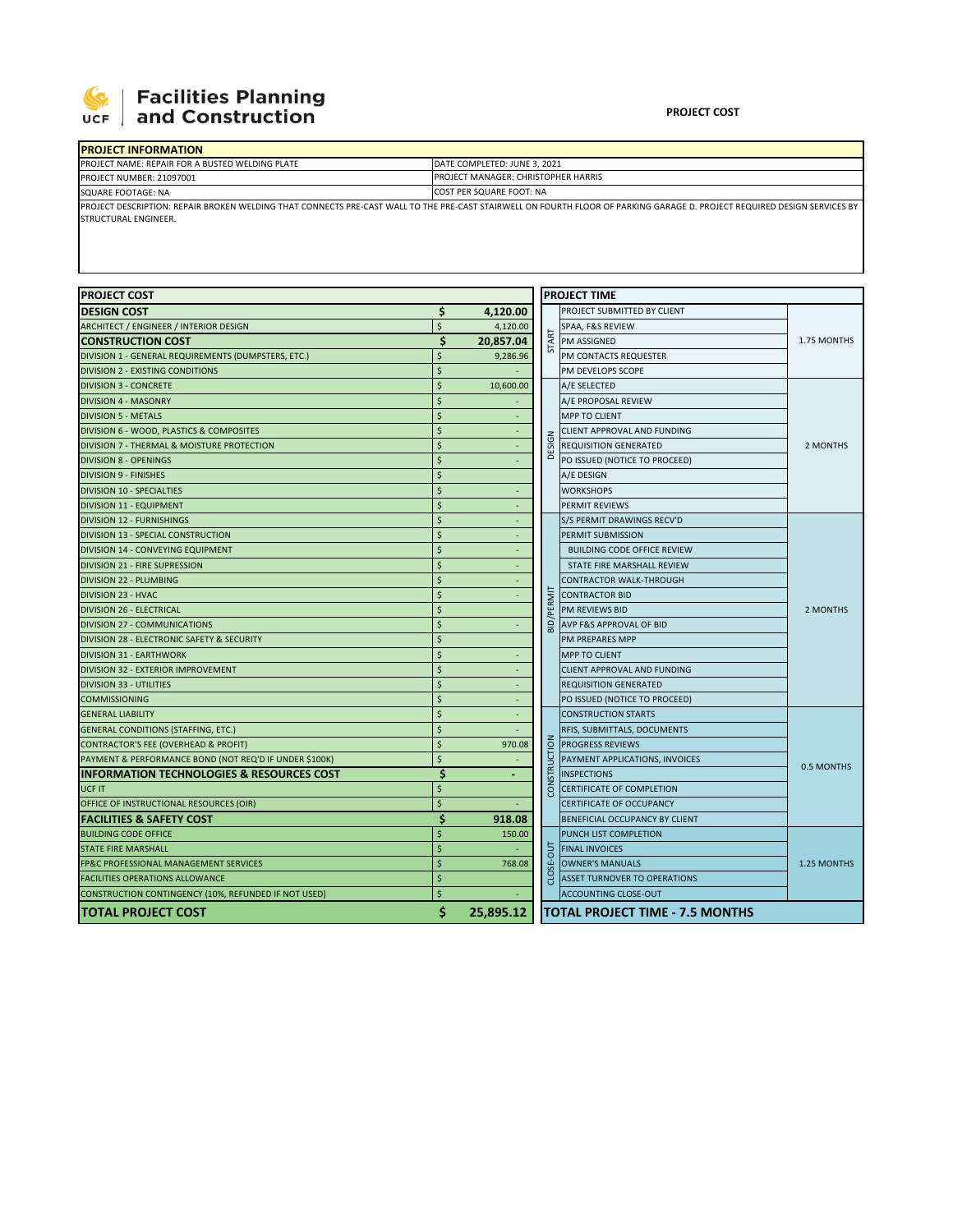**Facilities Planning and Construction**

**PROJECT COST**

| **PROJECT INFORMATION** | |
|---|---|
| PROJECT NAME: REPAIR FOR A BUSTED WELDING PLATE | DATE COMPLETED: JUNE 3, 2021 |
| PROJECT NUMBER: 21097001 | PROJECT MANAGER: CHRISTOPHER HARRIS |
| SQUARE FOOTAGE: NA | COST PER SQUARE FOOT: NA |

PROJECT DESCRIPTION: REPAIR BROKEN WELDING THAT CONNECTS PRE-CAST WALL TO THE PRE-CAST STAIRWELL ON FOURTH FLOOR OF PARKING GARAGE D. PROJECT REQUIRED DESIGN SERVICES BY STRUCTURAL ENGINEER.

| **PROJECT COST** | | |
|---|---|---|
| **DESIGN COST** | **$** | **4,120.00** |
| ARCHITECT / ENGINEER / INTERIOR DESIGN | $ | 4,120.00 |
| **CONSTRUCTION COST** | **$** | **20,857.04** |
| DIVISION 1 - GENERAL REQUIREMENTS (DUMPSTERS, ETC.) | $ | 9,286.96 |
| DIVISION 2 - EXISTING CONDITIONS | $ | - |
| DIVISION 3 - CONCRETE | $ | 10,600.00 |
| DIVISION 4 - MASONRY | $ | - |
| DIVISION 5 - METALS | $ | - |
| DIVISION 6 - WOOD, PLASTICS & COMPOSITES | $ | - |
| DIVISION 7 - THERMAL & MOISTURE PROTECTION | $ | - |
| DIVISION 8 - OPENINGS | $ | - |
| DIVISION 9 - FINISHES | $ | |
| DIVISION 10 - SPECIALTIES | $ | - |
| DIVISION 11 - EQUIPMENT | $ | - |
| DIVISION 12 - FURNISHINGS | $ | - |
| DIVISION 13 - SPECIAL CONSTRUCTION | $ | - |
| DIVISION 14 - CONVEYING EQUIPMENT | $ | - |
| DIVISION 21 - FIRE SUPRESSION | $ | - |
| DIVISION 22 - PLUMBING | $ | - |
| DIVISION 23 - HVAC | $ | - |
| DIVISION 26 - ELECTRICAL | $ | |
| DIVISION 27 - COMMUNICATIONS | $ | - |
| DIVISION 28 - ELECTRONIC SAFETY & SECURITY | $ | |
| DIVISION 31 - EARTHWORK | $ | - |
| DIVISION 32 - EXTERIOR IMPROVEMENT | $ | - |
| DIVISION 33 - UTILITIES | $ | - |
| COMMISSIONING | $ | - |
| GENERAL LIABILITY | $ | - |
| GENERAL CONDITIONS (STAFFING, ETC.) | $ | - |
| CONTRACTOR'S FEE (OVERHEAD & PROFIT) | $ | 970.08 |
| PAYMENT & PERFORMANCE BOND (NOT REQ'D IF UNDER $100K) | $ | - |
| **INFORMATION TECHNOLOGIES & RESOURCES COST** | **$** | **-** |
| UCF IT | $ | |
| OFFICE OF INSTRUCTIONAL RESOURCES (OIR) | $ | - |
| **FACILITIES & SAFETY COST** | **$** | **918.08** |
| BUILDING CODE OFFICE | $ | 150.00 |
| STATE FIRE MARSHALL | $ | - |
| FP&C PROFESSIONAL MANAGEMENT SERVICES | $ | 768.08 |
| FACILITIES OPERATIONS ALLOWANCE | $ | |
| CONSTRUCTION CONTINGENCY (10%, REFUNDED IF NOT USED) | $ | - |
| **TOTAL PROJECT COST** | **$** | **25,895.12** |

| **PROJECT TIME** | | |
|---|---|---|
| START | PROJECT SUBMITTED BY CLIENT | 1.75 MONTHS |
| | SPAA, F&S REVIEW | |
| | PM ASSIGNED | |
| | PM CONTACTS REQUESTER | |
| | PM DEVELOPS SCOPE | |
| DESIGN | A/E SELECTED | 2 MONTHS |
| | A/E PROPOSAL REVIEW | |
| | MPP TO CLIENT | |
| | CLIENT APPROVAL AND FUNDING | |
| | REQUISITION GENERATED | |
| | PO ISSUED (NOTICE TO PROCEED) | |
| | A/E DESIGN | |
| | WORKSHOPS | |
| | PERMIT REVIEWS | |
| BID/PERMIT | S/S PERMIT DRAWINGS RECV'D | 2 MONTHS |
| | PERMIT SUBMISSION | |
| | BUILDING CODE OFFICE REVIEW | |
| | STATE FIRE MARSHALL REVIEW | |
| | CONTRACTOR WALK-THROUGH | |
| | CONTRACTOR BID | |
| | PM REVIEWS BID | |
| | AVP F&S APPROVAL OF BID | |
| | PM PREPARES MPP | |
| | MPP TO CLIENT | |
| | CLIENT APPROVAL AND FUNDING | |
| | REQUISITION GENERATED | |
| | PO ISSUED (NOTICE TO PROCEED) | |
| CONSTRUCTION | CONSTRUCTION STARTS | 0.5 MONTHS |
| | RFIS, SUBMITTALS, DOCUMENTS | |
| | PROGRESS REVIEWS | |
| | PAYMENT APPLICATIONS, INVOICES | |
| | INSPECTIONS | |
| | CERTIFICATE OF COMPLETION | |
| | CERTIFICATE OF OCCUPANCY | |
| | BENEFICIAL OCCUPANCY BY CLIENT | |
| CLOSE-OUT | PUNCH LIST COMPLETION | 1.25 MONTHS |
| | FINAL INVOICES | |
| | OWNER'S MANUALS | |
| | ASSET TURNOVER TO OPERATIONS | |
| | ACCOUNTING CLOSE-OUT | |
| **TOTAL PROJECT TIME - 7.5 MONTHS** | | |